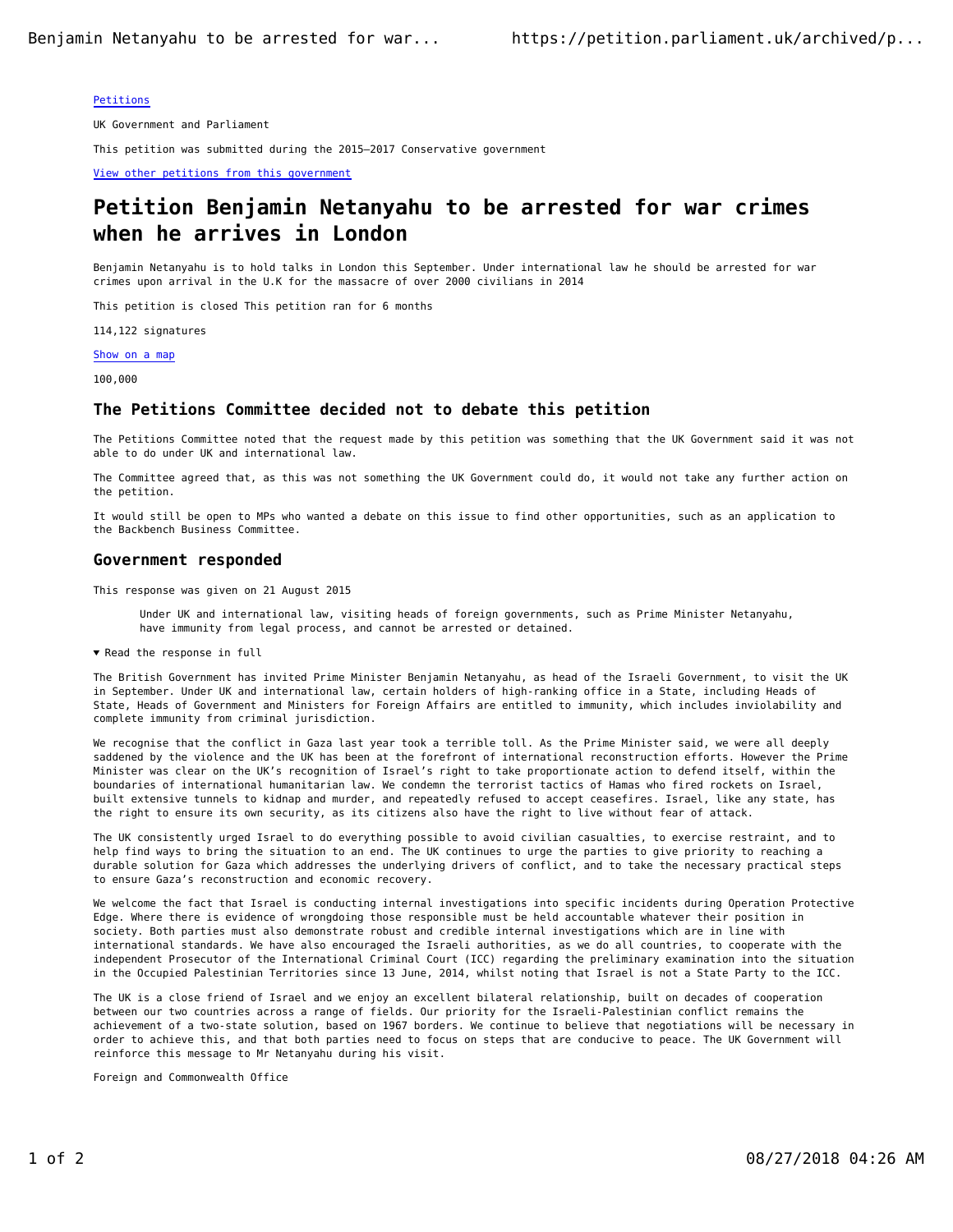Petitions

UK Government and Parliament

This petition was submitted during the 2015–2017 Conservative government

View other petitions from this government

# Petition Benjamin Netanyahu to be arrested for war crimes when he arrives in London

Benjamin Netanyahu is to hold talks in London this September. Under international law he should be arrested for war crimes upon arrival in the U.K for the massacre of over 2000 civilians in 2014

This petition is closed This petition ran for 6 months

114,122 signatures

Show on a map

100,000

## The Petitions Committee decided not to debate this petition

The Petitions Committee noted that the request made by this petition was something that the UK Government said it was not able to do under UK and international law.

The Committee agreed that, as this was not something the UK Government could do, it would not take any further action on the petition.

It would still be open to MPs who wanted a debate on this issue to find other opportunities, such as an application to the Backbench Business Committee.

## Government responded

This response was given on 21 August 2015

> Under UK and international law, visiting heads of foreign governments, such as Prime Minister Netanyahu, have immunity from legal process, and cannot be arrested or detained.

▼ Read the response in full

The British Government has invited Prime Minister Benjamin Netanyahu, as head of the Israeli Government, to visit the UK in September. Under UK and international law, certain holders of high-ranking office in a State, including Heads of State, Heads of Government and Ministers for Foreign Affairs are entitled to immunity, which includes inviolability and complete immunity from criminal jurisdiction.

We recognise that the conflict in Gaza last year took a terrible toll. As the Prime Minister said, we were all deeply saddened by the violence and the UK has been at the forefront of international reconstruction efforts. However the Prime Minister was clear on the UK's recognition of Israel's right to take proportionate action to defend itself, within the boundaries of international humanitarian law. We condemn the terrorist tactics of Hamas who fired rockets on Israel, built extensive tunnels to kidnap and murder, and repeatedly refused to accept ceasefires. Israel, like any state, has the right to ensure its own security, as its citizens also have the right to live without fear of attack.

The UK consistently urged Israel to do everything possible to avoid civilian casualties, to exercise restraint, and to help find ways to bring the situation to an end. The UK continues to urge the parties to give priority to reaching a durable solution for Gaza which addresses the underlying drivers of conflict, and to take the necessary practical steps to ensure Gaza's reconstruction and economic recovery.

We welcome the fact that Israel is conducting internal investigations into specific incidents during Operation Protective Edge. Where there is evidence of wrongdoing those responsible must be held accountable whatever their position in society. Both parties must also demonstrate robust and credible internal investigations which are in line with international standards. We have also encouraged the Israeli authorities, as we do all countries, to cooperate with the independent Prosecutor of the International Criminal Court (ICC) regarding the preliminary examination into the situation in the Occupied Palestinian Territories since 13 June, 2014, whilst noting that Israel is not a State Party to the ICC.

The UK is a close friend of Israel and we enjoy an excellent bilateral relationship, built on decades of cooperation between our two countries across a range of fields. Our priority for the Israeli-Palestinian conflict remains the achievement of a two-state solution, based on 1967 borders. We continue to believe that negotiations will be necessary in order to achieve this, and that both parties need to focus on steps that are conducive to peace. The UK Government will reinforce this message to Mr Netanyahu during his visit.

Foreign and Commonwealth Office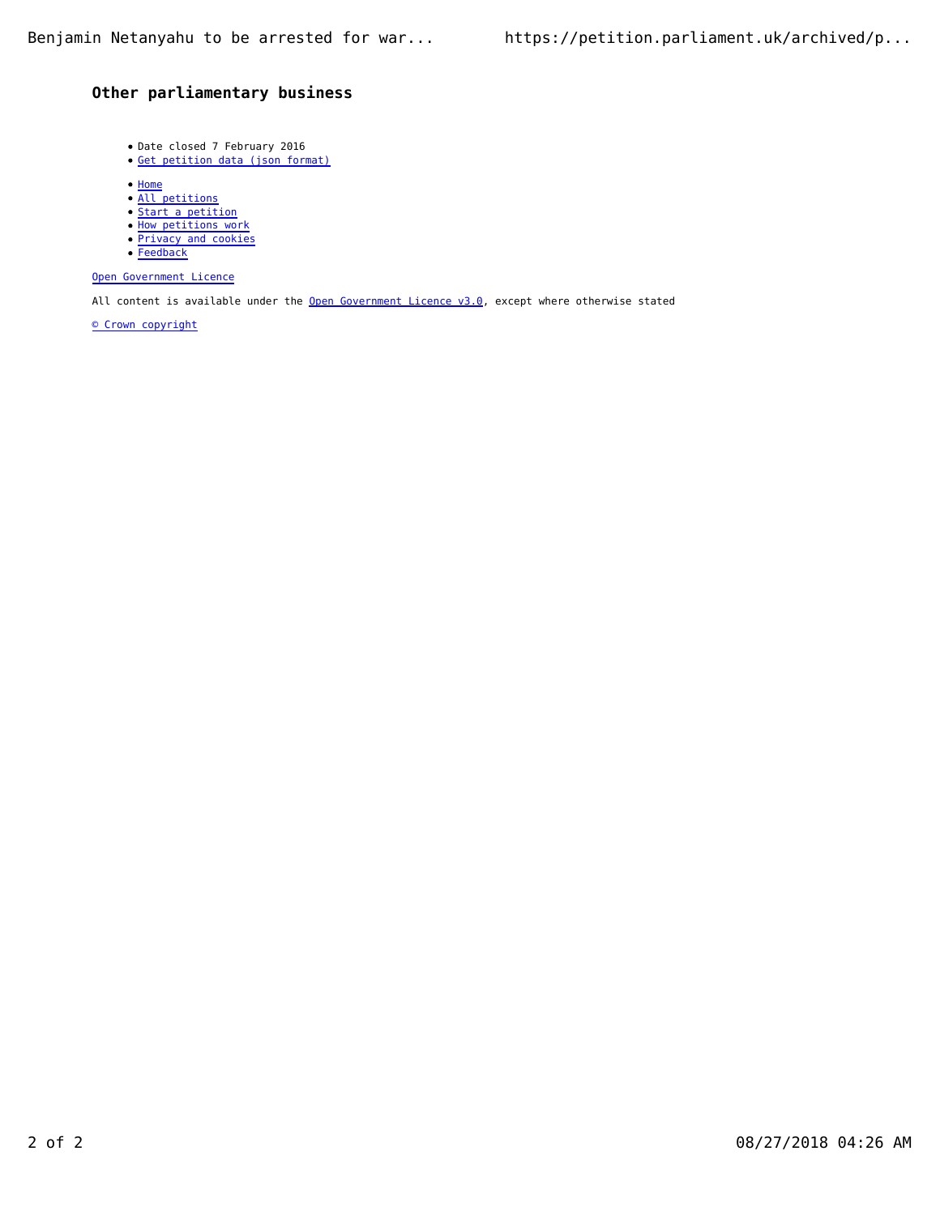## Other parliamentary business

- Date closed 7 February 2016
- Get petition data (json format)

- Home
- All petitions
- Start a petition
- How petitions work
- Privacy and cookies
- Feedback

Open Government Licence

All content is available under the Open Government Licence v3.0, except where otherwise stated

© Crown copyright